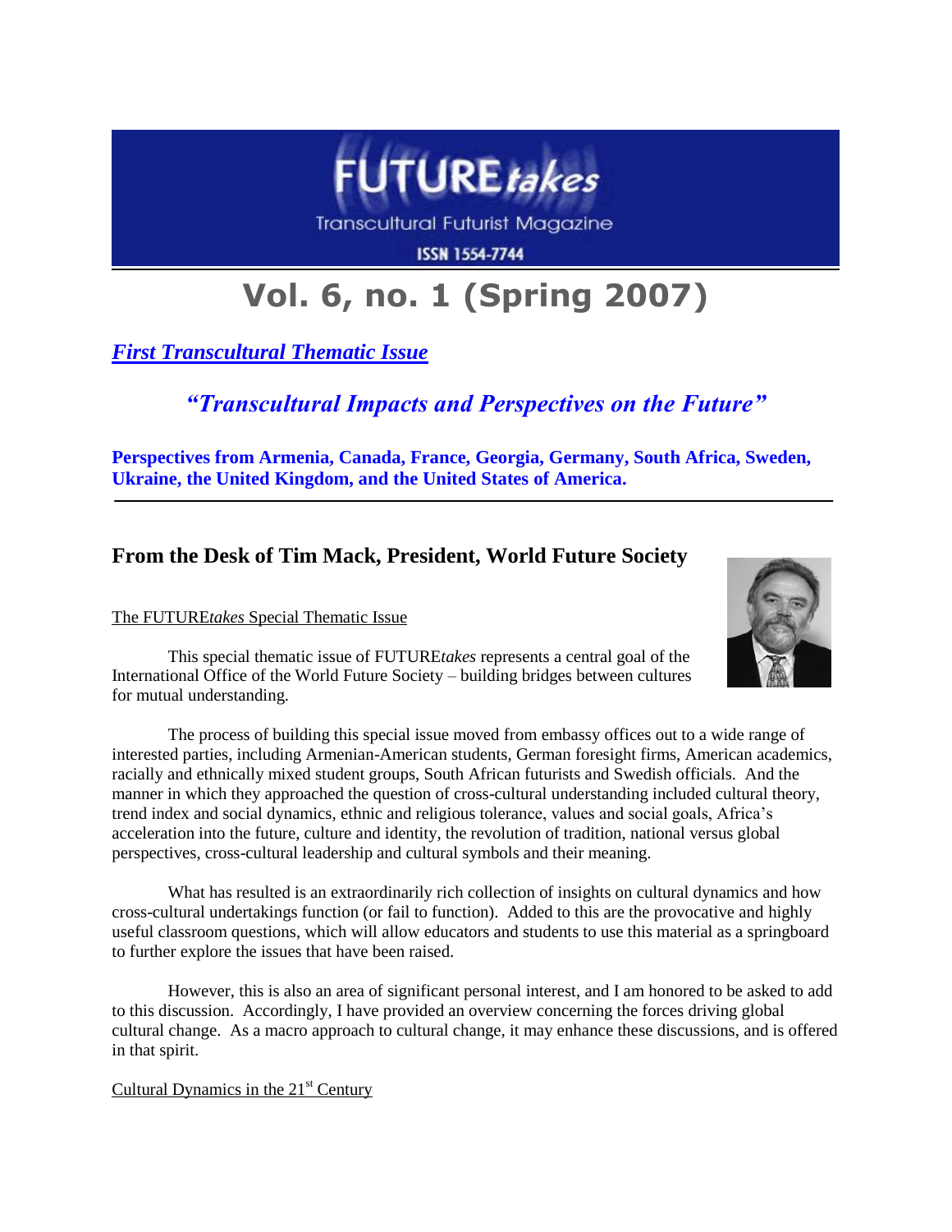# FUTURE*takes*

Transcultural Futurist Magazine

ISSN 1554-7744

# Vol. 6, no. 1 (Spring 2007)

***First Transcultural Thematic Issue***

## *"Transcultural Impacts and Perspectives on the Future"*

**Perspectives from Armenia, Canada, France, Georgia, Germany, South Africa, Sweden, Ukraine, the United Kingdom, and the United States of America.**

---

## From the Desk of Tim Mack, President, World Future Society

The FUTURE*takes* Special Thematic Issue

This special thematic issue of FUTURE*takes* represents a central goal of the International Office of the World Future Society – building bridges between cultures for mutual understanding.

The process of building this special issue moved from embassy offices out to a wide range of interested parties, including Armenian-American students, German foresight firms, American academics, racially and ethnically mixed student groups, South African futurists and Swedish officials. And the manner in which they approached the question of cross-cultural understanding included cultural theory, trend index and social dynamics, ethnic and religious tolerance, values and social goals, Africa's acceleration into the future, culture and identity, the revolution of tradition, national versus global perspectives, cross-cultural leadership and cultural symbols and their meaning.

What has resulted is an extraordinarily rich collection of insights on cultural dynamics and how cross-cultural undertakings function (or fail to function). Added to this are the provocative and highly useful classroom questions, which will allow educators and students to use this material as a springboard to further explore the issues that have been raised.

However, this is also an area of significant personal interest, and I am honored to be asked to add to this discussion. Accordingly, I have provided an overview concerning the forces driving global cultural change. As a macro approach to cultural change, it may enhance these discussions, and is offered in that spirit.

Cultural Dynamics in the 21st Century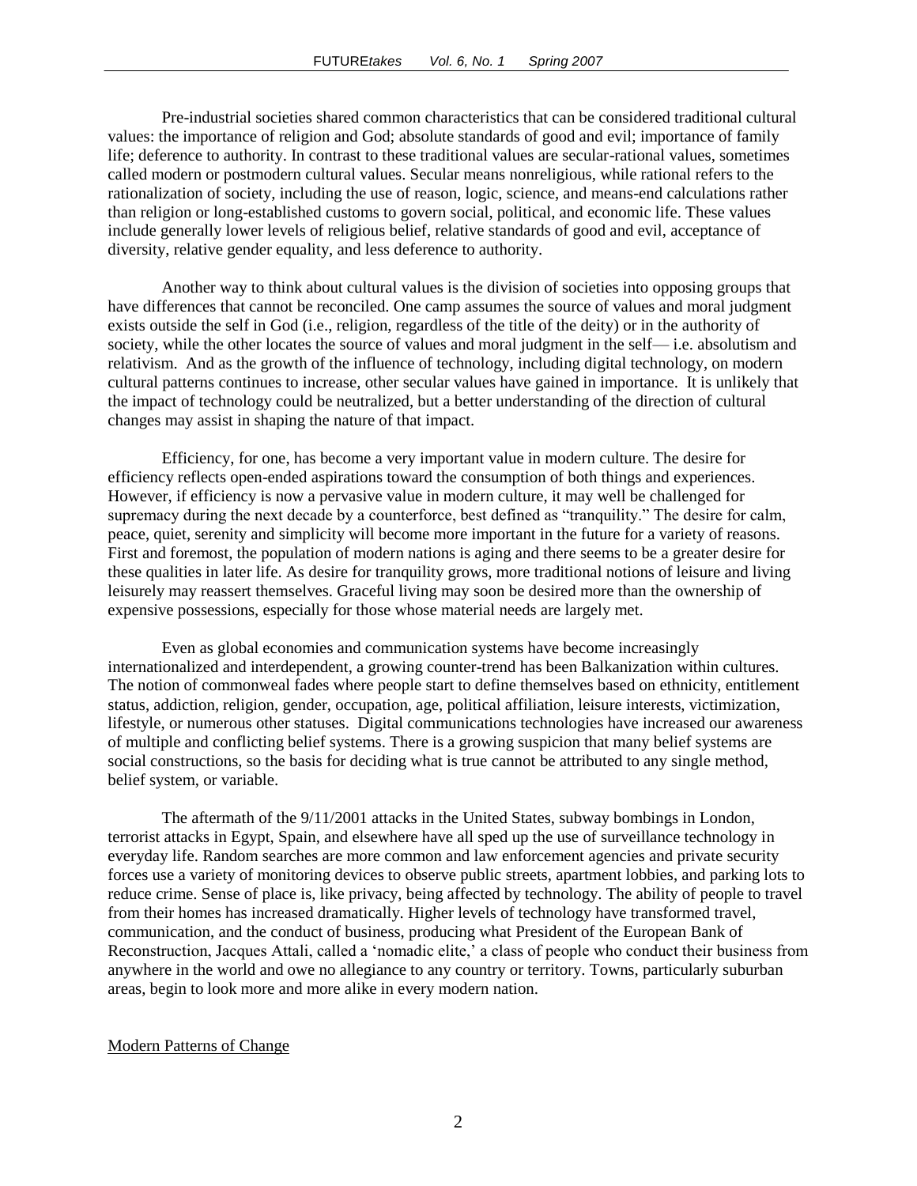Pre-industrial societies shared common characteristics that can be considered traditional cultural values: the importance of religion and God; absolute standards of good and evil; importance of family life; deference to authority. In contrast to these traditional values are secular-rational values, sometimes called modern or postmodern cultural values. Secular means nonreligious, while rational refers to the rationalization of society, including the use of reason, logic, science, and means-end calculations rather than religion or long-established customs to govern social, political, and economic life. These values include generally lower levels of religious belief, relative standards of good and evil, acceptance of diversity, relative gender equality, and less deference to authority.

Another way to think about cultural values is the division of societies into opposing groups that have differences that cannot be reconciled. One camp assumes the source of values and moral judgment exists outside the self in God (i.e., religion, regardless of the title of the deity) or in the authority of society, while the other locates the source of values and moral judgment in the self— i.e. absolutism and relativism. And as the growth of the influence of technology, including digital technology, on modern cultural patterns continues to increase, other secular values have gained in importance. It is unlikely that the impact of technology could be neutralized, but a better understanding of the direction of cultural changes may assist in shaping the nature of that impact.

Efficiency, for one, has become a very important value in modern culture. The desire for efficiency reflects open-ended aspirations toward the consumption of both things and experiences. However, if efficiency is now a pervasive value in modern culture, it may well be challenged for supremacy during the next decade by a counterforce, best defined as "tranquility." The desire for calm, peace, quiet, serenity and simplicity will become more important in the future for a variety of reasons. First and foremost, the population of modern nations is aging and there seems to be a greater desire for these qualities in later life. As desire for tranquility grows, more traditional notions of leisure and living leisurely may reassert themselves. Graceful living may soon be desired more than the ownership of expensive possessions, especially for those whose material needs are largely met.

Even as global economies and communication systems have become increasingly internationalized and interdependent, a growing counter-trend has been Balkanization within cultures. The notion of commonweal fades where people start to define themselves based on ethnicity, entitlement status, addiction, religion, gender, occupation, age, political affiliation, leisure interests, victimization, lifestyle, or numerous other statuses. Digital communications technologies have increased our awareness of multiple and conflicting belief systems. There is a growing suspicion that many belief systems are social constructions, so the basis for deciding what is true cannot be attributed to any single method, belief system, or variable.

The aftermath of the 9/11/2001 attacks in the United States, subway bombings in London, terrorist attacks in Egypt, Spain, and elsewhere have all sped up the use of surveillance technology in everyday life. Random searches are more common and law enforcement agencies and private security forces use a variety of monitoring devices to observe public streets, apartment lobbies, and parking lots to reduce crime. Sense of place is, like privacy, being affected by technology. The ability of people to travel from their homes has increased dramatically. Higher levels of technology have transformed travel, communication, and the conduct of business, producing what President of the European Bank of Reconstruction, Jacques Attali, called a 'nomadic elite,' a class of people who conduct their business from anywhere in the world and owe no allegiance to any country or territory. Towns, particularly suburban areas, begin to look more and more alike in every modern nation.

## Modern Patterns of Change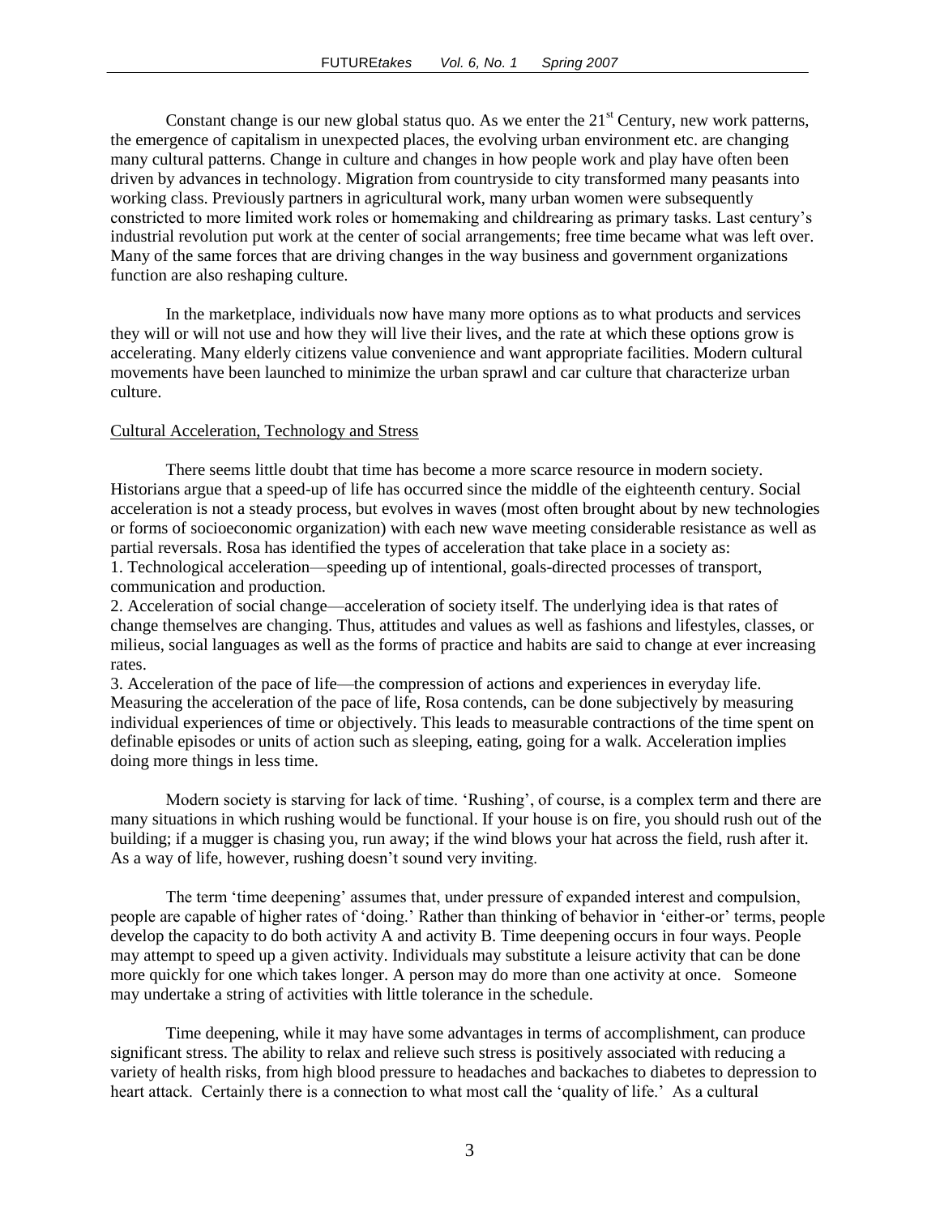Constant change is our new global status quo. As we enter the 21st Century, new work patterns, the emergence of capitalism in unexpected places, the evolving urban environment etc. are changing many cultural patterns. Change in culture and changes in how people work and play have often been driven by advances in technology. Migration from countryside to city transformed many peasants into working class. Previously partners in agricultural work, many urban women were subsequently constricted to more limited work roles or homemaking and childrearing as primary tasks. Last century's industrial revolution put work at the center of social arrangements; free time became what was left over. Many of the same forces that are driving changes in the way business and government organizations function are also reshaping culture.

In the marketplace, individuals now have many more options as to what products and services they will or will not use and how they will live their lives, and the rate at which these options grow is accelerating. Many elderly citizens value convenience and want appropriate facilities. Modern cultural movements have been launched to minimize the urban sprawl and car culture that characterize urban culture.

## Cultural Acceleration, Technology and Stress

There seems little doubt that time has become a more scarce resource in modern society. Historians argue that a speed-up of life has occurred since the middle of the eighteenth century. Social acceleration is not a steady process, but evolves in waves (most often brought about by new technologies or forms of socioeconomic organization) with each new wave meeting considerable resistance as well as partial reversals. Rosa has identified the types of acceleration that take place in a society as:

1. Technological acceleration—speeding up of intentional, goals-directed processes of transport, communication and production.
2. Acceleration of social change—acceleration of society itself. The underlying idea is that rates of change themselves are changing. Thus, attitudes and values as well as fashions and lifestyles, classes, or milieus, social languages as well as the forms of practice and habits are said to change at ever increasing rates.
3. Acceleration of the pace of life—the compression of actions and experiences in everyday life. Measuring the acceleration of the pace of life, Rosa contends, can be done subjectively by measuring individual experiences of time or objectively. This leads to measurable contractions of the time spent on definable episodes or units of action such as sleeping, eating, going for a walk. Acceleration implies doing more things in less time.

Modern society is starving for lack of time. 'Rushing', of course, is a complex term and there are many situations in which rushing would be functional. If your house is on fire, you should rush out of the building; if a mugger is chasing you, run away; if the wind blows your hat across the field, rush after it. As a way of life, however, rushing doesn't sound very inviting.

The term 'time deepening' assumes that, under pressure of expanded interest and compulsion, people are capable of higher rates of 'doing.' Rather than thinking of behavior in 'either-or' terms, people develop the capacity to do both activity A and activity B. Time deepening occurs in four ways. People may attempt to speed up a given activity. Individuals may substitute a leisure activity that can be done more quickly for one which takes longer. A person may do more than one activity at once. Someone may undertake a string of activities with little tolerance in the schedule.

Time deepening, while it may have some advantages in terms of accomplishment, can produce significant stress. The ability to relax and relieve such stress is positively associated with reducing a variety of health risks, from high blood pressure to headaches and backaches to diabetes to depression to heart attack. Certainly there is a connection to what most call the 'quality of life.' As a cultural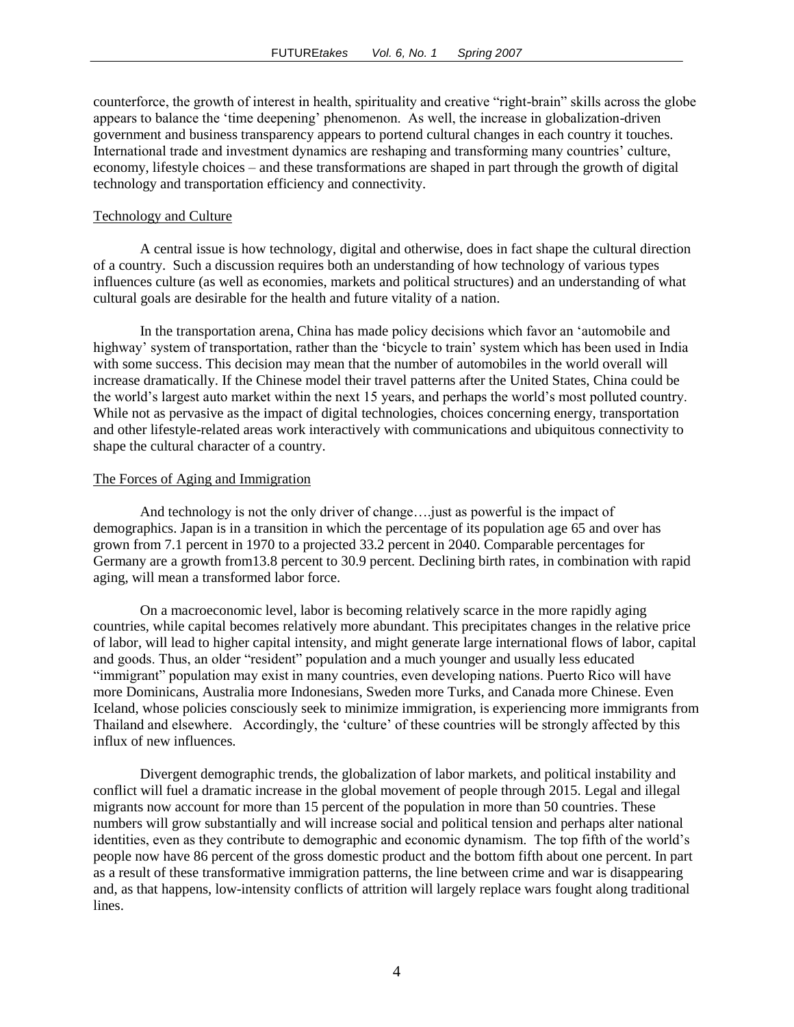counterforce, the growth of interest in health, spirituality and creative "right-brain" skills across the globe appears to balance the 'time deepening' phenomenon. As well, the increase in globalization-driven government and business transparency appears to portend cultural changes in each country it touches. International trade and investment dynamics are reshaping and transforming many countries' culture, economy, lifestyle choices – and these transformations are shaped in part through the growth of digital technology and transportation efficiency and connectivity.

## Technology and Culture

A central issue is how technology, digital and otherwise, does in fact shape the cultural direction of a country. Such a discussion requires both an understanding of how technology of various types influences culture (as well as economies, markets and political structures) and an understanding of what cultural goals are desirable for the health and future vitality of a nation.

In the transportation arena, China has made policy decisions which favor an 'automobile and highway' system of transportation, rather than the 'bicycle to train' system which has been used in India with some success. This decision may mean that the number of automobiles in the world overall will increase dramatically. If the Chinese model their travel patterns after the United States, China could be the world's largest auto market within the next 15 years, and perhaps the world's most polluted country. While not as pervasive as the impact of digital technologies, choices concerning energy, transportation and other lifestyle-related areas work interactively with communications and ubiquitous connectivity to shape the cultural character of a country.

## The Forces of Aging and Immigration

And technology is not the only driver of change….just as powerful is the impact of demographics. Japan is in a transition in which the percentage of its population age 65 and over has grown from 7.1 percent in 1970 to a projected 33.2 percent in 2040. Comparable percentages for Germany are a growth from13.8 percent to 30.9 percent. Declining birth rates, in combination with rapid aging, will mean a transformed labor force.

On a macroeconomic level, labor is becoming relatively scarce in the more rapidly aging countries, while capital becomes relatively more abundant. This precipitates changes in the relative price of labor, will lead to higher capital intensity, and might generate large international flows of labor, capital and goods. Thus, an older "resident" population and a much younger and usually less educated "immigrant" population may exist in many countries, even developing nations. Puerto Rico will have more Dominicans, Australia more Indonesians, Sweden more Turks, and Canada more Chinese. Even Iceland, whose policies consciously seek to minimize immigration, is experiencing more immigrants from Thailand and elsewhere. Accordingly, the 'culture' of these countries will be strongly affected by this influx of new influences.

Divergent demographic trends, the globalization of labor markets, and political instability and conflict will fuel a dramatic increase in the global movement of people through 2015. Legal and illegal migrants now account for more than 15 percent of the population in more than 50 countries. These numbers will grow substantially and will increase social and political tension and perhaps alter national identities, even as they contribute to demographic and economic dynamism. The top fifth of the world's people now have 86 percent of the gross domestic product and the bottom fifth about one percent. In part as a result of these transformative immigration patterns, the line between crime and war is disappearing and, as that happens, low-intensity conflicts of attrition will largely replace wars fought along traditional lines.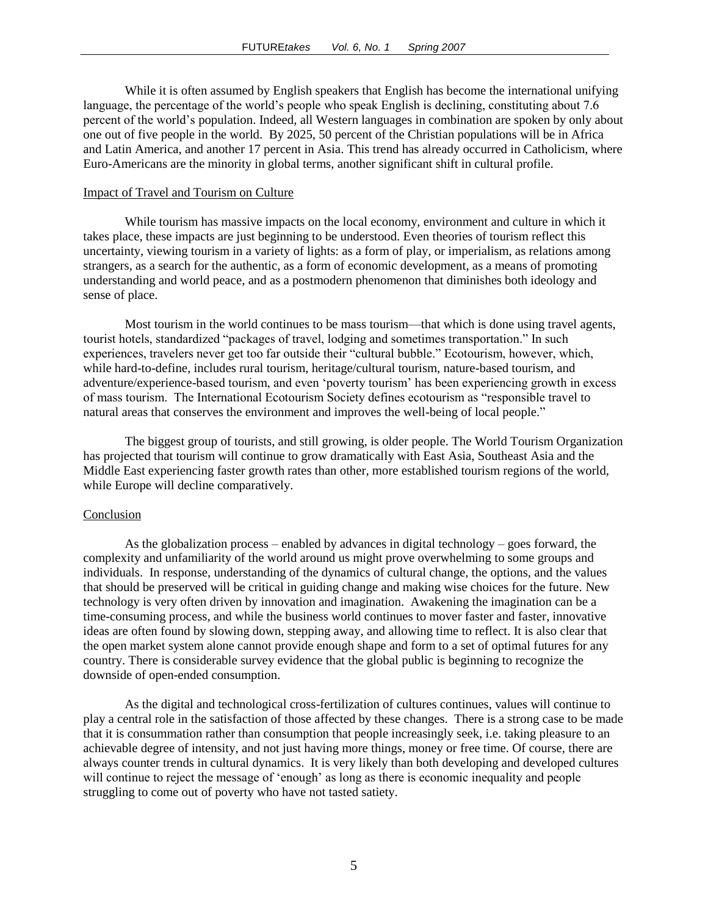While it is often assumed by English speakers that English has become the international unifying language, the percentage of the world's people who speak English is declining, constituting about 7.6 percent of the world's population. Indeed, all Western languages in combination are spoken by only about one out of five people in the world. By 2025, 50 percent of the Christian populations will be in Africa and Latin America, and another 17 percent in Asia. This trend has already occurred in Catholicism, where Euro-Americans are the minority in global terms, another significant shift in cultural profile.

## Impact of Travel and Tourism on Culture

While tourism has massive impacts on the local economy, environment and culture in which it takes place, these impacts are just beginning to be understood. Even theories of tourism reflect this uncertainty, viewing tourism in a variety of lights: as a form of play, or imperialism, as relations among strangers, as a search for the authentic, as a form of economic development, as a means of promoting understanding and world peace, and as a postmodern phenomenon that diminishes both ideology and sense of place.

Most tourism in the world continues to be mass tourism—that which is done using travel agents, tourist hotels, standardized "packages of travel, lodging and sometimes transportation." In such experiences, travelers never get too far outside their "cultural bubble." Ecotourism, however, which, while hard-to-define, includes rural tourism, heritage/cultural tourism, nature-based tourism, and adventure/experience-based tourism, and even 'poverty tourism' has been experiencing growth in excess of mass tourism. The International Ecotourism Society defines ecotourism as "responsible travel to natural areas that conserves the environment and improves the well-being of local people."

The biggest group of tourists, and still growing, is older people. The World Tourism Organization has projected that tourism will continue to grow dramatically with East Asia, Southeast Asia and the Middle East experiencing faster growth rates than other, more established tourism regions of the world, while Europe will decline comparatively.

## Conclusion

As the globalization process – enabled by advances in digital technology – goes forward, the complexity and unfamiliarity of the world around us might prove overwhelming to some groups and individuals. In response, understanding of the dynamics of cultural change, the options, and the values that should be preserved will be critical in guiding change and making wise choices for the future. New technology is very often driven by innovation and imagination. Awakening the imagination can be a time-consuming process, and while the business world continues to mover faster and faster, innovative ideas are often found by slowing down, stepping away, and allowing time to reflect. It is also clear that the open market system alone cannot provide enough shape and form to a set of optimal futures for any country. There is considerable survey evidence that the global public is beginning to recognize the downside of open-ended consumption.

As the digital and technological cross-fertilization of cultures continues, values will continue to play a central role in the satisfaction of those affected by these changes. There is a strong case to be made that it is consummation rather than consumption that people increasingly seek, i.e. taking pleasure to an achievable degree of intensity, and not just having more things, money or free time. Of course, there are always counter trends in cultural dynamics. It is very likely than both developing and developed cultures will continue to reject the message of 'enough' as long as there is economic inequality and people struggling to come out of poverty who have not tasted satiety.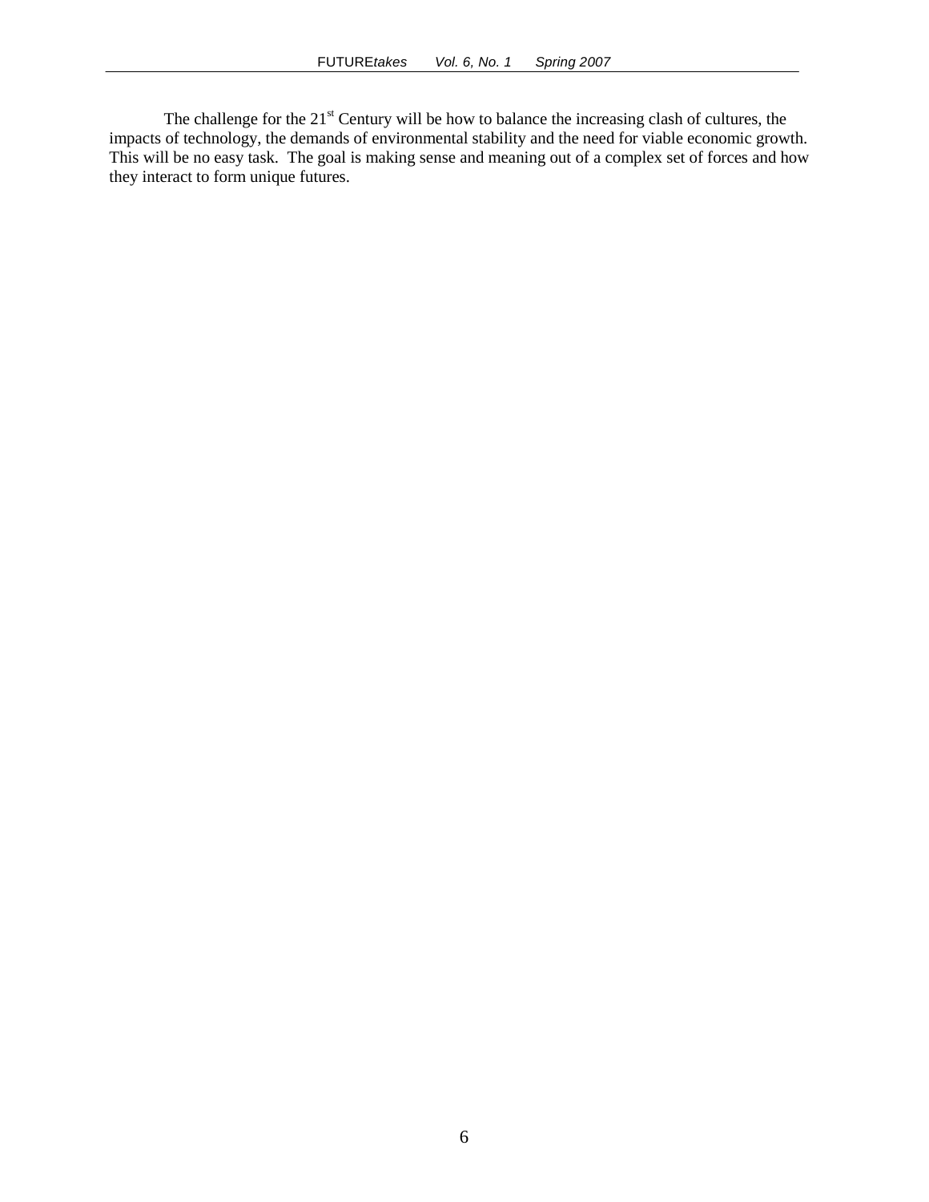The challenge for the 21st Century will be how to balance the increasing clash of cultures, the impacts of technology, the demands of environmental stability and the need for viable economic growth. This will be no easy task. The goal is making sense and meaning out of a complex set of forces and how they interact to form unique futures.